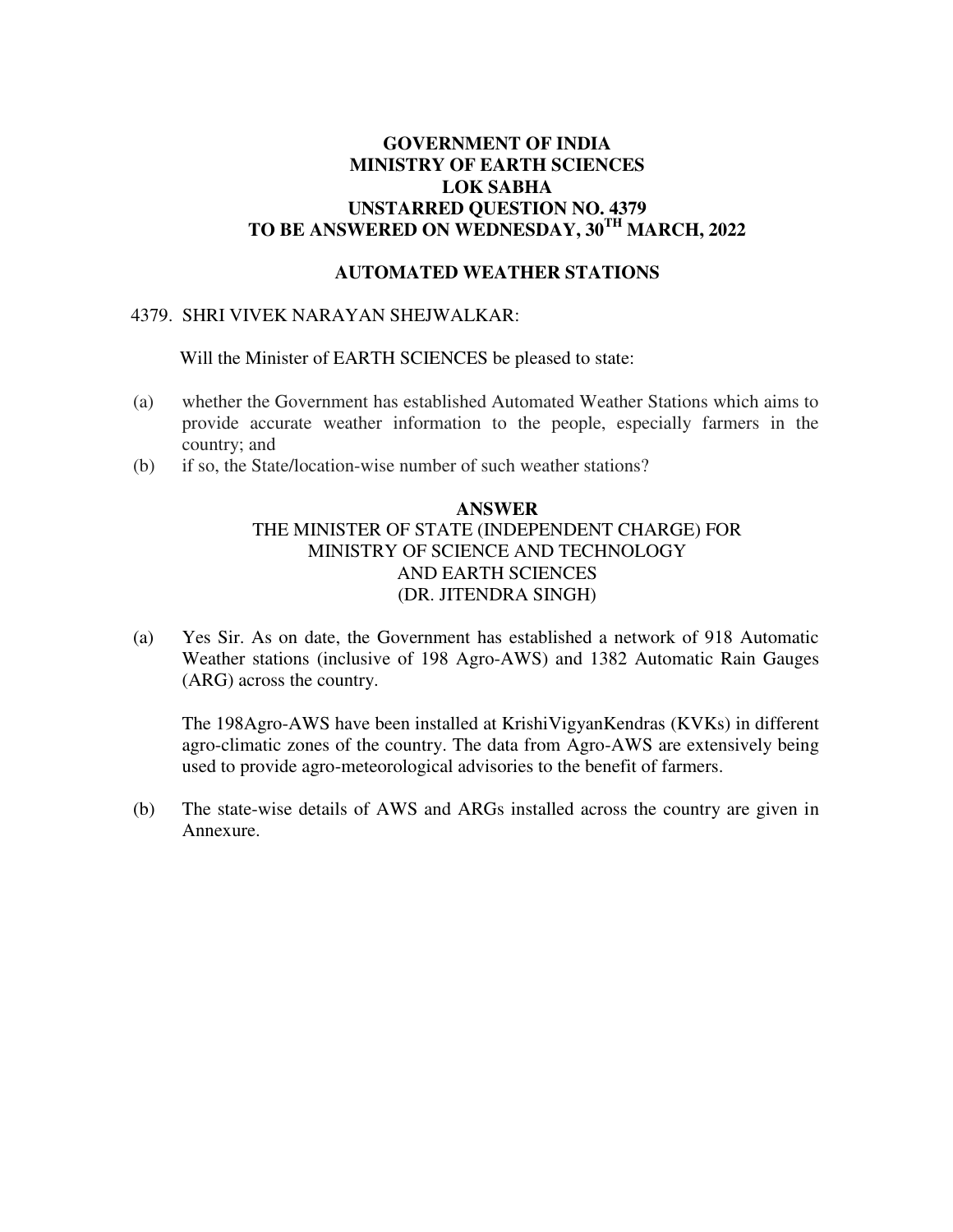# GOVERNMENT OF INDIA
# MINISTRY OF EARTH SCIENCES
# LOK SABHA
# UNSTARRED QUESTION NO. 4379
# TO BE ANSWERED ON WEDNESDAY, 30TH MARCH, 2022

## AUTOMATED WEATHER STATIONS

4379. SHRI VIVEK NARAYAN SHEJWALKAR:

Will the Minister of EARTH SCIENCES be pleased to state:

(a) whether the Government has established Automated Weather Stations which aims to provide accurate weather information to the people, especially farmers in the country; and

(b) if so, the State/location-wise number of such weather stations?

**ANSWER**

THE MINISTER OF STATE (INDEPENDENT CHARGE) FOR MINISTRY OF SCIENCE AND TECHNOLOGY AND EARTH SCIENCES (DR. JITENDRA SINGH)

(a) Yes Sir. As on date, the Government has established a network of 918 Automatic Weather stations (inclusive of 198 Agro-AWS) and 1382 Automatic Rain Gauges (ARG) across the country.

The 198Agro-AWS have been installed at KrishiVigyanKendras (KVKs) in different agro-climatic zones of the country. The data from Agro-AWS are extensively being used to provide agro-meteorological advisories to the benefit of farmers.

(b) The state-wise details of AWS and ARGs installed across the country are given in Annexure.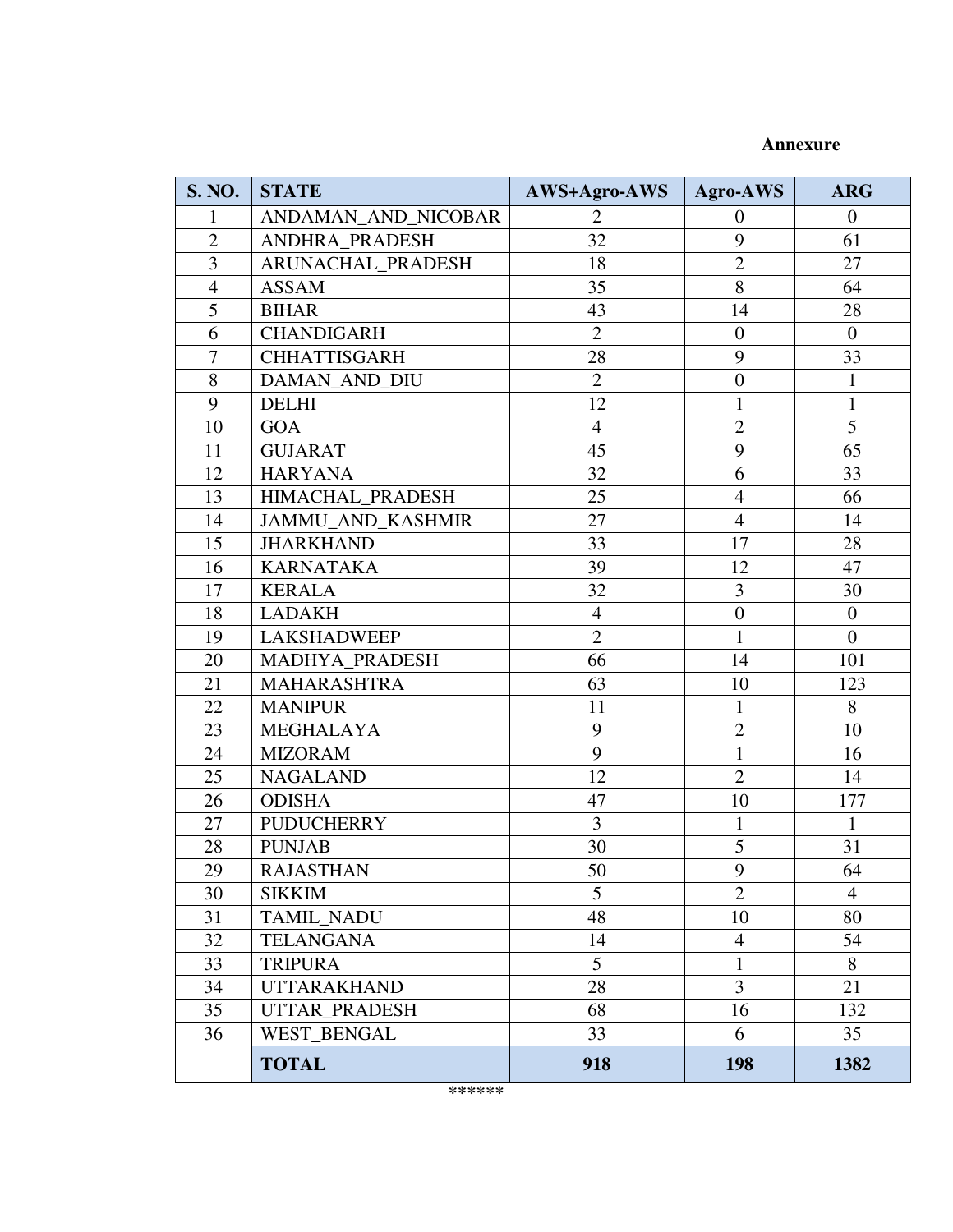**Annexure**

| S. NO. | STATE | AWS+Agro-AWS | Agro-AWS | ARG |
|---|---|---|---|---|
| 1 | ANDAMAN_AND_NICOBAR | 2 | 0 | 0 |
| 2 | ANDHRA_PRADESH | 32 | 9 | 61 |
| 3 | ARUNACHAL_PRADESH | 18 | 2 | 27 |
| 4 | ASSAM | 35 | 8 | 64 |
| 5 | BIHAR | 43 | 14 | 28 |
| 6 | CHANDIGARH | 2 | 0 | 0 |
| 7 | CHHATTISGARH | 28 | 9 | 33 |
| 8 | DAMAN_AND_DIU | 2 | 0 | 1 |
| 9 | DELHI | 12 | 1 | 1 |
| 10 | GOA | 4 | 2 | 5 |
| 11 | GUJARAT | 45 | 9 | 65 |
| 12 | HARYANA | 32 | 6 | 33 |
| 13 | HIMACHAL_PRADESH | 25 | 4 | 66 |
| 14 | JAMMU_AND_KASHMIR | 27 | 4 | 14 |
| 15 | JHARKHAND | 33 | 17 | 28 |
| 16 | KARNATAKA | 39 | 12 | 47 |
| 17 | KERALA | 32 | 3 | 30 |
| 18 | LADAKH | 4 | 0 | 0 |
| 19 | LAKSHADWEEP | 2 | 1 | 0 |
| 20 | MADHYA_PRADESH | 66 | 14 | 101 |
| 21 | MAHARASHTRA | 63 | 10 | 123 |
| 22 | MANIPUR | 11 | 1 | 8 |
| 23 | MEGHALAYA | 9 | 2 | 10 |
| 24 | MIZORAM | 9 | 1 | 16 |
| 25 | NAGALAND | 12 | 2 | 14 |
| 26 | ODISHA | 47 | 10 | 177 |
| 27 | PUDUCHERRY | 3 | 1 | 1 |
| 28 | PUNJAB | 30 | 5 | 31 |
| 29 | RAJASTHAN | 50 | 9 | 64 |
| 30 | SIKKIM | 5 | 2 | 4 |
| 31 | TAMIL_NADU | 48 | 10 | 80 |
| 32 | TELANGANA | 14 | 4 | 54 |
| 33 | TRIPURA | 5 | 1 | 8 |
| 34 | UTTARAKHAND | 28 | 3 | 21 |
| 35 | UTTAR_PRADESH | 68 | 16 | 132 |
| 36 | WEST_BENGAL | 33 | 6 | 35 |
| | **TOTAL** | **918** | **198** | **1382** |

******